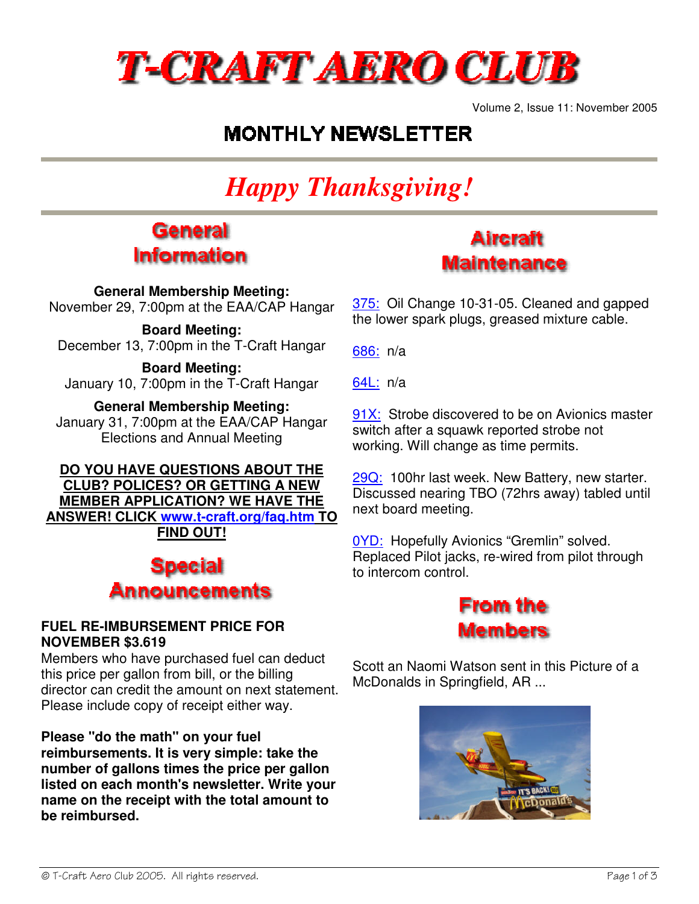# T-CRAFT AERO CLUB

Volume 2, Issue 11: November 2005

## MONTHLY NEWSLETTER

## *Happy Thanksgiving!*

## General Information

**General Membership Meeting:**
November 29, 7:00pm at the EAA/CAP Hangar

**Board Meeting:**
December 13, 7:00pm in the T-Craft Hangar

**Board Meeting:**
January 10, 7:00pm in the T-Craft Hangar

**General Membership Meeting:**
January 31, 7:00pm at the EAA/CAP Hangar
Elections and Annual Meeting

**DO YOU HAVE QUESTIONS ABOUT THE CLUB? POLICES? OR GETTING A NEW MEMBER APPLICATION? WE HAVE THE ANSWER! CLICK www.t-craft.org/faq.htm TO FIND OUT!**

## Special Announcements

**FUEL RE-IMBURSEMENT PRICE FOR NOVEMBER $3.619**

Members who have purchased fuel can deduct this price per gallon from bill, or the billing director can credit the amount on next statement. Please include copy of receipt either way.

**Please "do the math" on your fuel reimbursements. It is very simple: take the number of gallons times the price per gallon listed on each month's newsletter. Write your name on the receipt with the total amount to be reimbursed.**

## Aircraft Maintenance

375: Oil Change 10-31-05. Cleaned and gapped the lower spark plugs, greased mixture cable.

686: n/a

64L: n/a

91X: Strobe discovered to be on Avionics master switch after a squawk reported strobe not working. Will change as time permits.

29Q: 100hr last week. New Battery, new starter. Discussed nearing TBO (72hrs away) tabled until next board meeting.

0YD: Hopefully Avionics "Gremlin" solved. Replaced Pilot jacks, re-wired from pilot through to intercom control.

## From the Members

Scott an Naomi Watson sent in this Picture of a McDonalds in Springfield, AR ...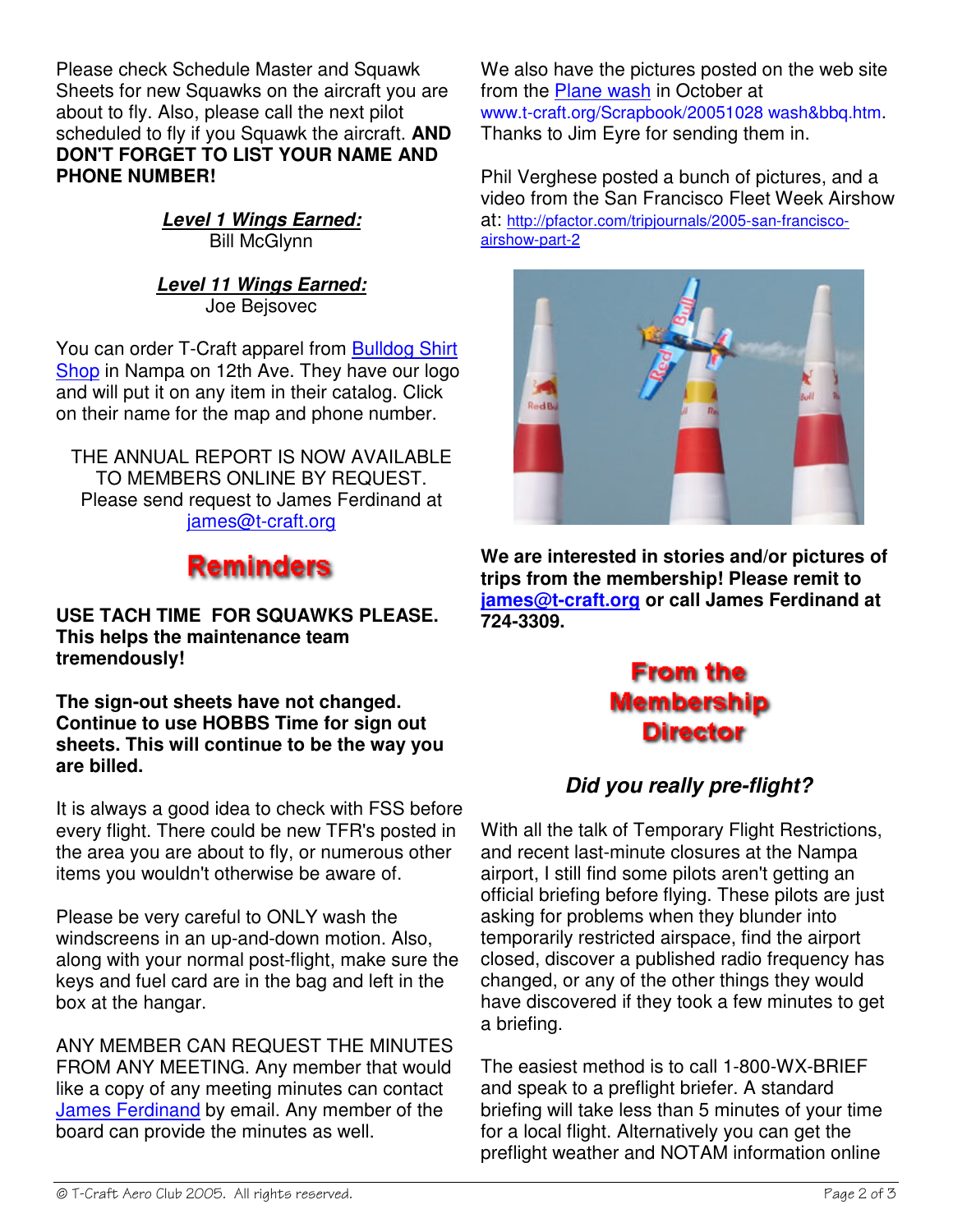Please check Schedule Master and Squawk Sheets for new Squawks on the aircraft you are about to fly. Also, please call the next pilot scheduled to fly if you Squawk the aircraft. **AND DON'T FORGET TO LIST YOUR NAME AND PHONE NUMBER!**

***Level 1 Wings Earned:***
Bill McGlynn

***Level 11 Wings Earned:***
Joe Bejsovec

You can order T-Craft apparel from Bulldog Shirt Shop in Nampa on 12th Ave. They have our logo and will put it on any item in their catalog. Click on their name for the map and phone number.

THE ANNUAL REPORT IS NOW AVAILABLE TO MEMBERS ONLINE BY REQUEST. Please send request to James Ferdinand at james@t-craft.org

## Reminders

**USE TACH TIME FOR SQUAWKS PLEASE. This helps the maintenance team tremendously!**

**The sign-out sheets have not changed. Continue to use HOBBS Time for sign out sheets. This will continue to be the way you are billed.**

It is always a good idea to check with FSS before every flight. There could be new TFR's posted in the area you are about to fly, or numerous other items you wouldn't otherwise be aware of.

Please be very careful to ONLY wash the windscreens in an up-and-down motion. Also, along with your normal post-flight, make sure the keys and fuel card are in the bag and left in the box at the hangar.

ANY MEMBER CAN REQUEST THE MINUTES FROM ANY MEETING. Any member that would like a copy of any meeting minutes can contact James Ferdinand by email. Any member of the board can provide the minutes as well.

We also have the pictures posted on the web site from the Plane wash in October at www.t-craft.org/Scrapbook/20051028 wash&bbq.htm. Thanks to Jim Eyre for sending them in.

Phil Verghese posted a bunch of pictures, and a video from the San Francisco Fleet Week Airshow at: http://pfactor.com/tripjournals/2005-san-francisco-airshow-part-2

**We are interested in stories and/or pictures of trips from the membership! Please remit to james@t-craft.org or call James Ferdinand at 724-3309.**

## From the Membership Director

### *Did you really pre-flight?*

With all the talk of Temporary Flight Restrictions, and recent last-minute closures at the Nampa airport, I still find some pilots aren't getting an official briefing before flying. These pilots are just asking for problems when they blunder into temporarily restricted airspace, find the airport closed, discover a published radio frequency has changed, or any of the other things they would have discovered if they took a few minutes to get a briefing.

The easiest method is to call 1-800-WX-BRIEF and speak to a preflight briefer. A standard briefing will take less than 5 minutes of your time for a local flight. Alternatively you can get the preflight weather and NOTAM information online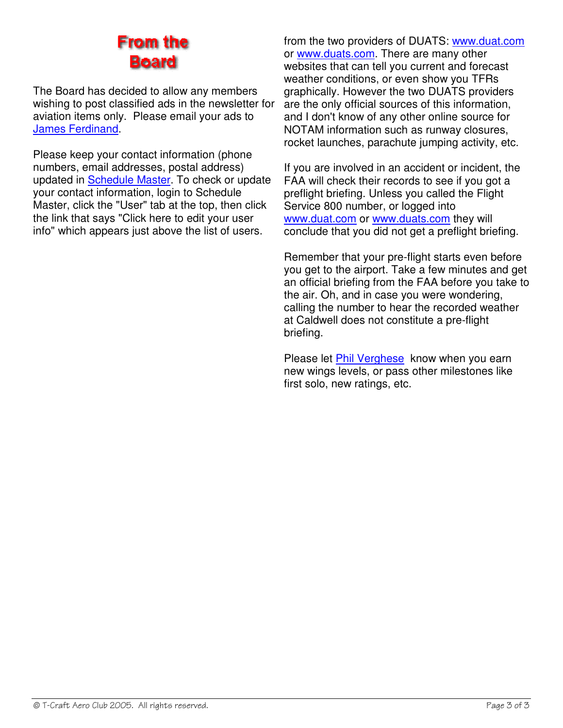# From the Board

The Board has decided to allow any members wishing to post classified ads in the newsletter for aviation items only.  Please email your ads to James Ferdinand.

Please keep your contact information (phone numbers, email addresses, postal address) updated in Schedule Master. To check or update your contact information, login to Schedule Master, click the "User" tab at the top, then click the link that says "Click here to edit your user info" which appears just above the list of users.

from the two providers of DUATS: www.duat.com or www.duats.com. There are many other websites that can tell you current and forecast weather conditions, or even show you TFRs graphically. However the two DUATS providers are the only official sources of this information, and I don't know of any other online source for NOTAM information such as runway closures, rocket launches, parachute jumping activity, etc.

If you are involved in an accident or incident, the FAA will check their records to see if you got a preflight briefing. Unless you called the Flight Service 800 number, or logged into www.duat.com or www.duats.com they will conclude that you did not get a preflight briefing.

Remember that your pre-flight starts even before you get to the airport. Take a few minutes and get an official briefing from the FAA before you take to the air. Oh, and in case you were wondering, calling the number to hear the recorded weather at Caldwell does not constitute a pre-flight briefing.

Please let Phil Verghese  know when you earn new wings levels, or pass other milestones like first solo, new ratings, etc.

© T-Craft Aero Club 2005.  All rights reserved.